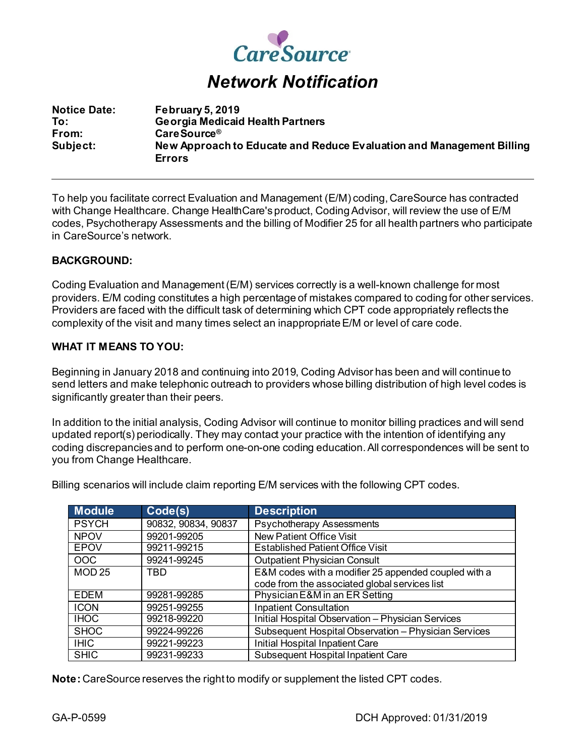# CareSource

## *Network Notification*

**Notice Date:** **February 5, 2019**
**To:** **Georgia Medicaid Health Partners**
**From:** **CareSource®**
**Subject:** **New Approach to Educate and Reduce Evaluation and Management Billing Errors**

---

To help you facilitate correct Evaluation and Management (E/M) coding, CareSource has contracted with Change Healthcare. Change HealthCare's product, Coding Advisor, will review the use of E/M codes, Psychotherapy Assessments and the billing of Modifier 25 for all health partners who participate in CareSource's network.

**BACKGROUND:**

Coding Evaluation and Management (E/M) services correctly is a well-known challenge for most providers. E/M coding constitutes a high percentage of mistakes compared to coding for other services. Providers are faced with the difficult task of determining which CPT code appropriately reflects the complexity of the visit and many times select an inappropriate E/M or level of care code.

**WHAT IT MEANS TO YOU:**

Beginning in January 2018 and continuing into 2019, Coding Advisor has been and will continue to send letters and make telephonic outreach to providers whose billing distribution of high level codes is significantly greater than their peers.

In addition to the initial analysis, Coding Advisor will continue to monitor billing practices and will send updated report(s) periodically. They may contact your practice with the intention of identifying any coding discrepancies and to perform one-on-one coding education. All correspondences will be sent to you from Change Healthcare.

Billing scenarios will include claim reporting E/M services with the following CPT codes.

| Module | Code(s) | Description |
|---|---|---|
| PSYCH | 90832, 90834, 90837 | Psychotherapy Assessments |
| NPOV | 99201-99205 | New Patient Office Visit |
| EPOV | 99211-99215 | Established Patient Office Visit |
| OOC | 99241-99245 | Outpatient Physician Consult |
| MOD 25 | TBD | E&M codes with a modifier 25 appended coupled with a code from the associated global services list |
| EDEM | 99281-99285 | Physician E&M in an ER Setting |
| ICON | 99251-99255 | Inpatient Consultation |
| IHOC | 99218-99220 | Initial Hospital Observation – Physician Services |
| SHOC | 99224-99226 | Subsequent Hospital Observation – Physician Services |
| IHIC | 99221-99223 | Initial Hospital Inpatient Care |
| SHIC | 99231-99233 | Subsequent Hospital Inpatient Care |

**Note:** CareSource reserves the right to modify or supplement the listed CPT codes.

GA-P-0599 DCH Approved: 01/31/2019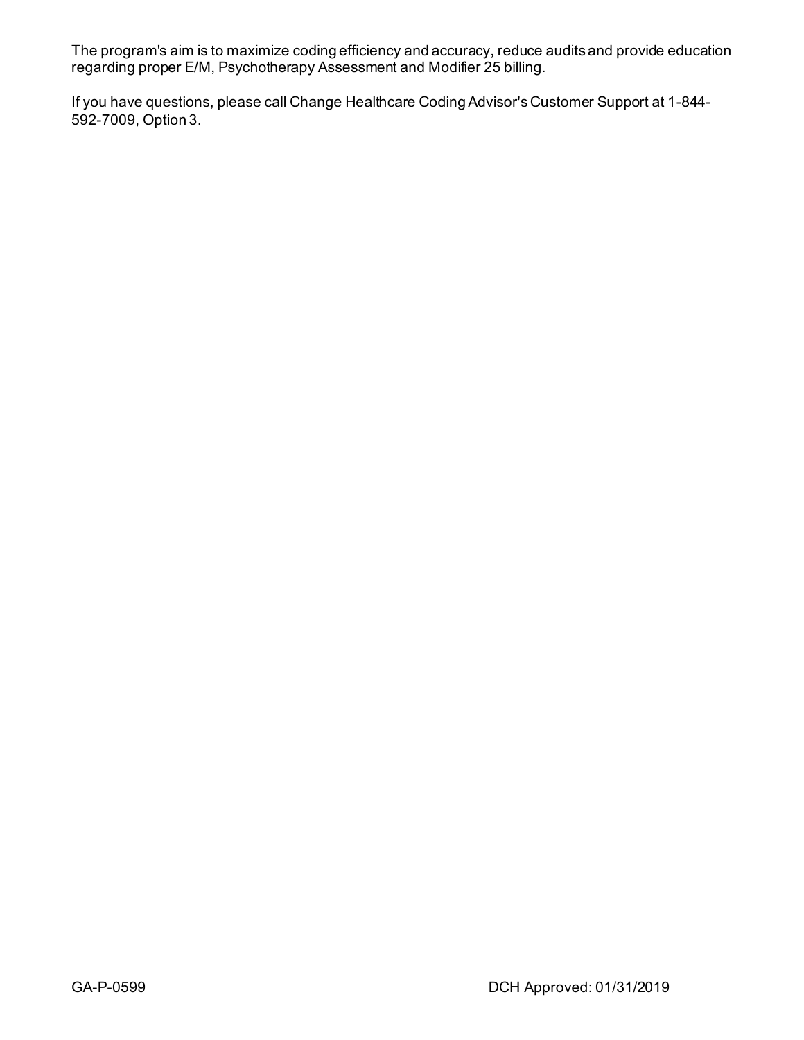The program's aim is to maximize coding efficiency and accuracy, reduce audits and provide education regarding proper E/M, Psychotherapy Assessment and Modifier 25 billing.

If you have questions, please call Change Healthcare Coding Advisor's Customer Support at 1-844-592-7009, Option 3.

GA-P-0599 DCH Approved: 01/31/2019